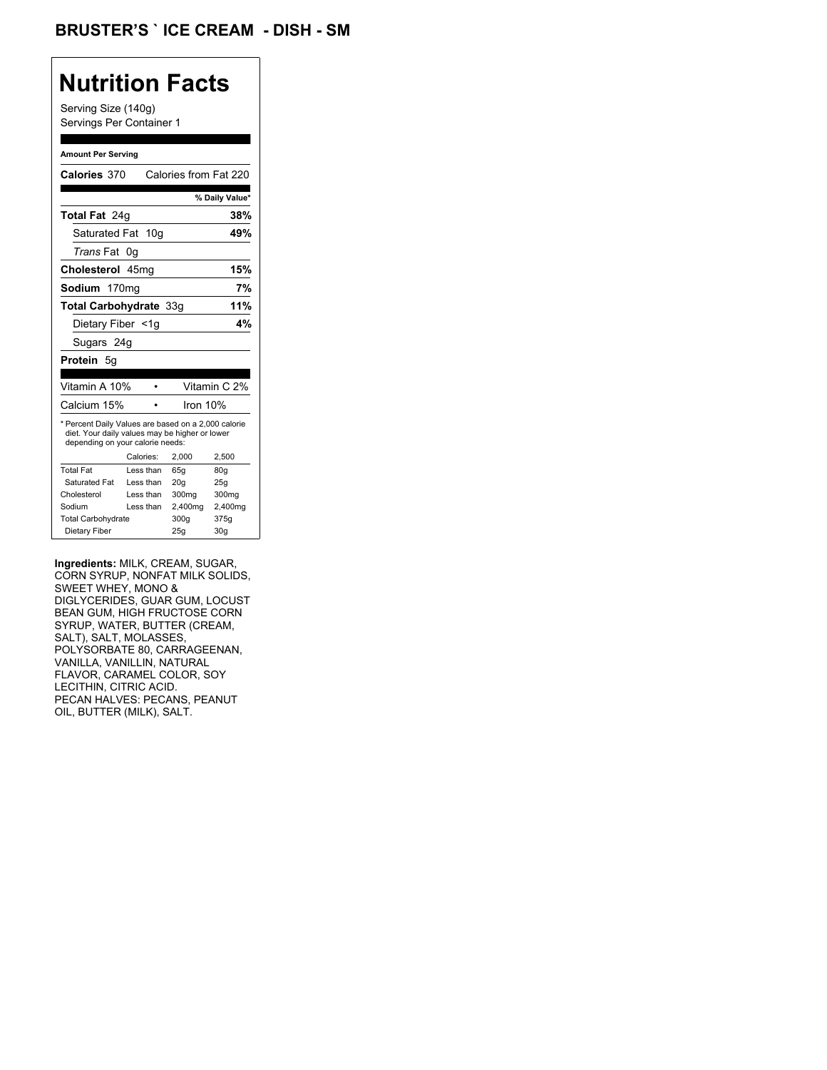# BRUSTER'S ` ICE CREAM - DISH - SM

## Nutrition Facts

Serving Size (140g)
Servings Per Container 1

**Amount Per Serving**

**Calories** 370 Calories from Fat 220

| | % Daily Value* |
|---|---|
| **Total Fat** 24g | **38%** |
| Saturated Fat 10g | **49%** |
| *Trans* Fat 0g | |
| **Cholesterol** 45mg | **15%** |
| **Sodium** 170mg | **7%** |
| **Total Carbohydrate** 33g | **11%** |
| Dietary Fiber <1g | **4%** |
| Sugars 24g | |
| **Protein** 5g | |

| | | |
|---|---|---|
| Vitamin A 10% | • | Vitamin C 2% |
| Calcium 15% | • | Iron 10% |

* Percent Daily Values are based on a 2,000 calorie diet. Your daily values may be higher or lower depending on your calorie needs:

| | Calories: | 2,000 | 2,500 |
|---|---|---|---|
| Total Fat | Less than | 65g | 80g |
| Saturated Fat | Less than | 20g | 25g |
| Cholesterol | Less than | 300mg | 300mg |
| Sodium | Less than | 2,400mg | 2,400mg |
| Total Carbohydrate | | 300g | 375g |
| Dietary Fiber | | 25g | 30g |

**Ingredients:** MILK, CREAM, SUGAR, CORN SYRUP, NONFAT MILK SOLIDS, SWEET WHEY, MONO & DIGLYCERIDES, GUAR GUM, LOCUST BEAN GUM, HIGH FRUCTOSE CORN SYRUP, WATER, BUTTER (CREAM, SALT), SALT, MOLASSES, POLYSORBATE 80, CARRAGEENAN, VANILLA, VANILLIN, NATURAL FLAVOR, CARAMEL COLOR, SOY LECITHIN, CITRIC ACID.
PECAN HALVES: PECANS, PEANUT OIL, BUTTER (MILK), SALT.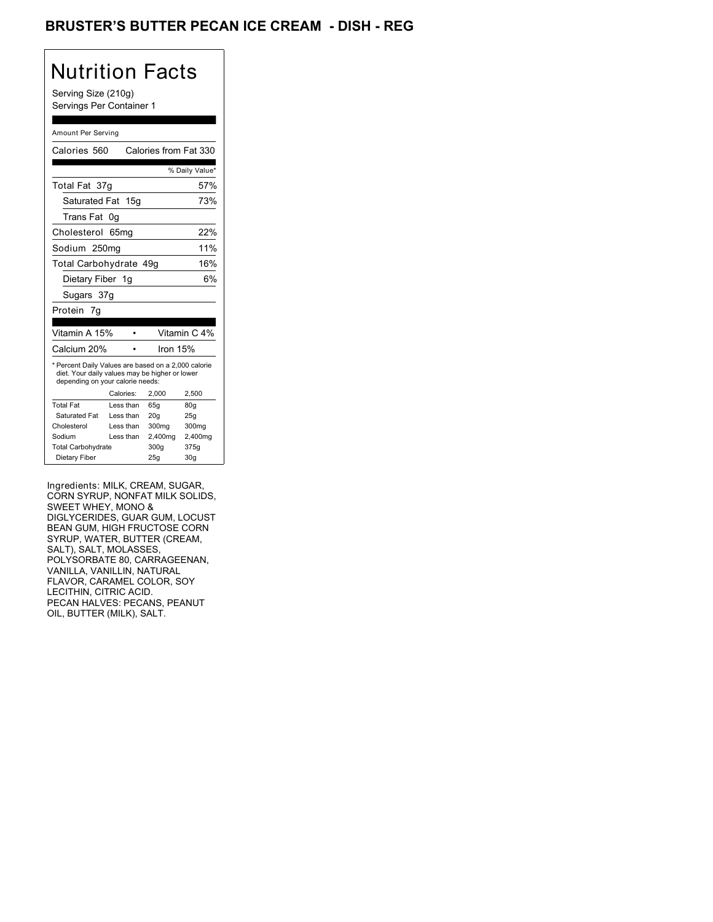# BRUSTER'S BUTTER PECAN ICE CREAM - DISH - REG

## Nutrition Facts

Serving Size (210g)
Servings Per Container 1

Amount Per Serving

| Calories 560 | Calories from Fat 330 |
|---|---|
| | % Daily Value* |
| Total Fat 37g | 57% |
| Saturated Fat 15g | 73% |
| Trans Fat 0g | |
| Cholesterol 65mg | 22% |
| Sodium 250mg | 11% |
| Total Carbohydrate 49g | 16% |
| Dietary Fiber 1g | 6% |
| Sugars 37g | |
| Protein 7g | |

| Vitamin A 15% | • | Vitamin C 4% |
|---|---|---|
| Calcium 20% | • | Iron 15% |

* Percent Daily Values are based on a 2,000 calorie diet. Your daily values may be higher or lower depending on your calorie needs:

| | Calories: | 2,000 | 2,500 |
|---|---|---|---|
| Total Fat | Less than | 65g | 80g |
| Saturated Fat | Less than | 20g | 25g |
| Cholesterol | Less than | 300mg | 300mg |
| Sodium | Less than | 2,400mg | 2,400mg |
| Total Carbohydrate | | 300g | 375g |
| Dietary Fiber | | 25g | 30g |

Ingredients: MILK, CREAM, SUGAR, CORN SYRUP, NONFAT MILK SOLIDS, SWEET WHEY, MONO & DIGLYCERIDES, GUAR GUM, LOCUST BEAN GUM, HIGH FRUCTOSE CORN SYRUP, WATER, BUTTER (CREAM, SALT), SALT, MOLASSES, POLYSORBATE 80, CARRAGEENAN, VANILLA, VANILLIN, NATURAL FLAVOR, CARAMEL COLOR, SOY LECITHIN, CITRIC ACID.
PECAN HALVES: PECANS, PEANUT OIL, BUTTER (MILK), SALT.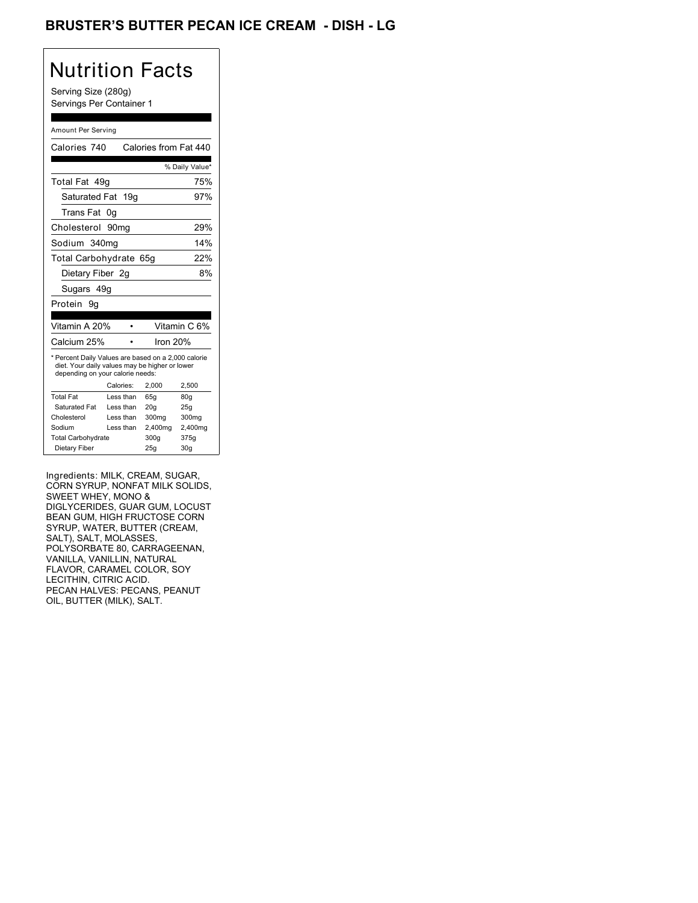# BRUSTER'S BUTTER PECAN ICE CREAM - DISH - LG

## Nutrition Facts

Serving Size (280g)
Servings Per Container 1

Amount Per Serving

| Calories 740 | Calories from Fat 440 |
| --- | --- |
| | % Daily Value* |
| Total Fat 49g | 75% |
| Saturated Fat 19g | 97% |
| Trans Fat 0g | |
| Cholesterol 90mg | 29% |
| Sodium 340mg | 14% |
| Total Carbohydrate 65g | 22% |
| Dietary Fiber 2g | 8% |
| Sugars 49g | |
| Protein 9g | |

| Vitamin A 20% | • | Vitamin C 6% |
| --- | --- | --- |
| Calcium 25% | • | Iron 20% |

* Percent Daily Values are based on a 2,000 calorie diet. Your daily values may be higher or lower depending on your calorie needs:

| | Calories: | 2,000 | 2,500 |
| --- | --- | --- | --- |
| Total Fat | Less than | 65g | 80g |
| Saturated Fat | Less than | 20g | 25g |
| Cholesterol | Less than | 300mg | 300mg |
| Sodium | Less than | 2,400mg | 2,400mg |
| Total Carbohydrate | | 300g | 375g |
| Dietary Fiber | | 25g | 30g |

Ingredients: MILK, CREAM, SUGAR, CORN SYRUP, NONFAT MILK SOLIDS, SWEET WHEY, MONO & DIGLYCERIDES, GUAR GUM, LOCUST BEAN GUM, HIGH FRUCTOSE CORN SYRUP, WATER, BUTTER (CREAM, SALT), SALT, MOLASSES, POLYSORBATE 80, CARRAGEENAN, VANILLA, VANILLIN, NATURAL FLAVOR, CARAMEL COLOR, SOY LECITHIN, CITRIC ACID.
PECAN HALVES: PECANS, PEANUT OIL, BUTTER (MILK), SALT.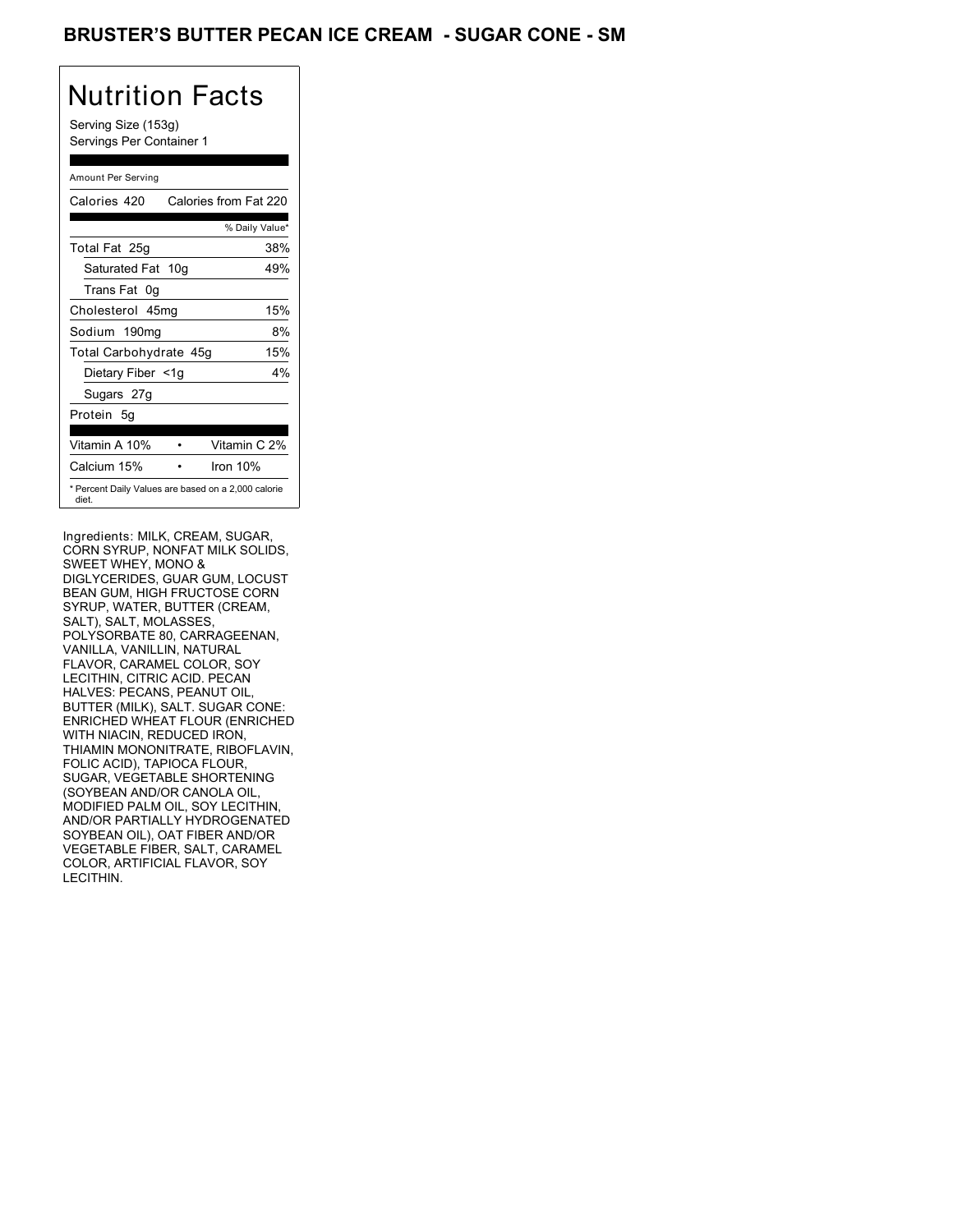# BRUSTER'S BUTTER PECAN ICE CREAM - SUGAR CONE - SM

## Nutrition Facts

Serving Size (153g)
Servings Per Container 1

Amount Per Serving

| Calories 420 | Calories from Fat 220 |
|---|---|
| | % Daily Value* |
| Total Fat 25g | 38% |
| Saturated Fat 10g | 49% |
| Trans Fat 0g | |
| Cholesterol 45mg | 15% |
| Sodium 190mg | 8% |
| Total Carbohydrate 45g | 15% |
| Dietary Fiber <1g | 4% |
| Sugars 27g | |
| Protein 5g | |
| Vitamin A 10% • | Vitamin C 2% |
| Calcium 15% • | Iron 10% |

* Percent Daily Values are based on a 2,000 calorie diet.

Ingredients: MILK, CREAM, SUGAR, CORN SYRUP, NONFAT MILK SOLIDS, SWEET WHEY, MONO & DIGLYCERIDES, GUAR GUM, LOCUST BEAN GUM, HIGH FRUCTOSE CORN SYRUP, WATER, BUTTER (CREAM, SALT), SALT, MOLASSES, POLYSORBATE 80, CARRAGEENAN, VANILLA, VANILLIN, NATURAL FLAVOR, CARAMEL COLOR, SOY LECITHIN, CITRIC ACID. PECAN HALVES: PECANS, PEANUT OIL, BUTTER (MILK), SALT. SUGAR CONE: ENRICHED WHEAT FLOUR (ENRICHED WITH NIACIN, REDUCED IRON, THIAMIN MONONITRATE, RIBOFLAVIN, FOLIC ACID), TAPIOCA FLOUR, SUGAR, VEGETABLE SHORTENING (SOYBEAN AND/OR CANOLA OIL, MODIFIED PALM OIL, SOY LECITHIN, AND/OR PARTIALLY HYDROGENATED SOYBEAN OIL), OAT FIBER AND/OR VEGETABLE FIBER, SALT, CARAMEL COLOR, ARTIFICIAL FLAVOR, SOY LECITHIN.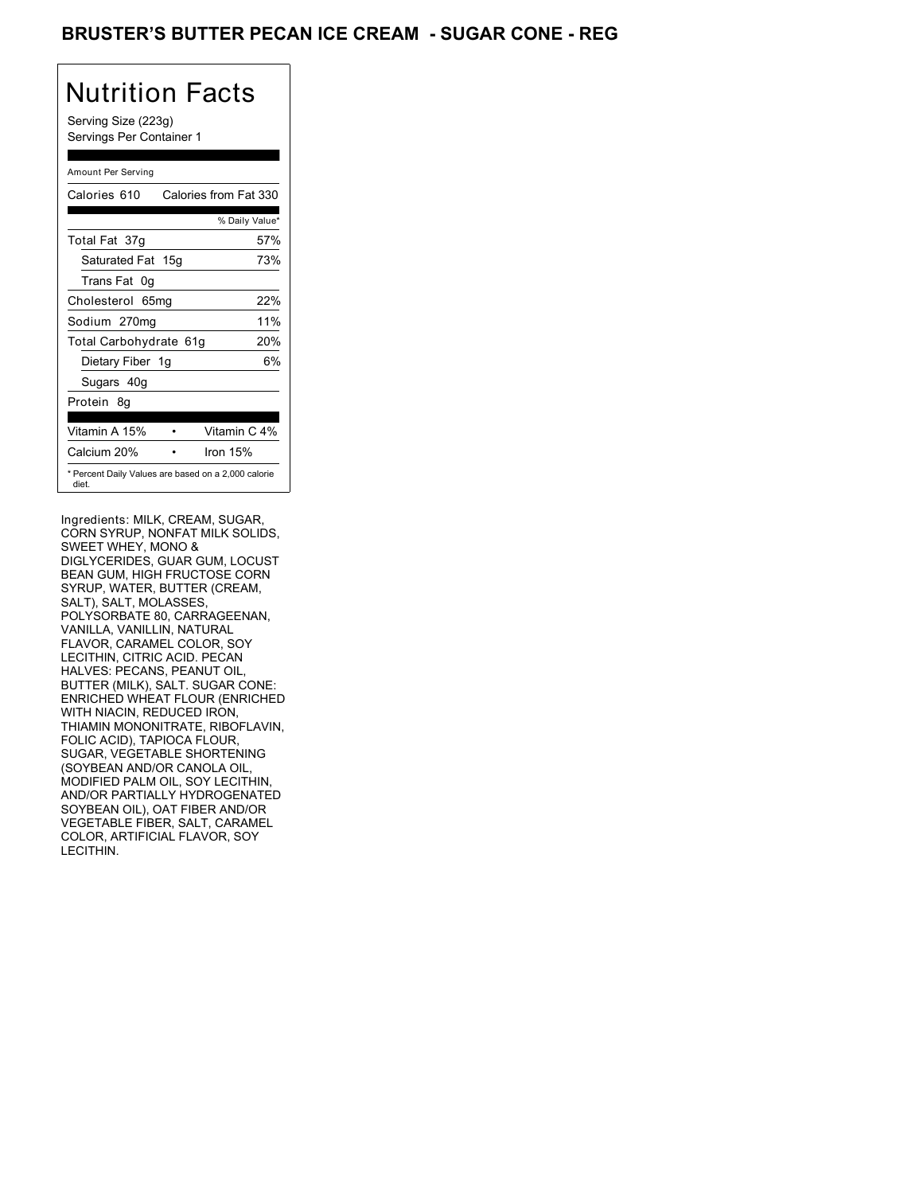# BRUSTER'S BUTTER PECAN ICE CREAM - SUGAR CONE - REG

## Nutrition Facts

Serving Size (223g)
Servings Per Container 1

Amount Per Serving

| Calories 610 | Calories from Fat 330 |
|---|---|
| | % Daily Value* |
| Total Fat 37g | 57% |
| Saturated Fat 15g | 73% |
| Trans Fat 0g | |
| Cholesterol 65mg | 22% |
| Sodium 270mg | 11% |
| Total Carbohydrate 61g | 20% |
| Dietary Fiber 1g | 6% |
| Sugars 40g | |
| Protein 8g | |
| Vitamin A 15% • | Vitamin C 4% |
| Calcium 20% • | Iron 15% |

* Percent Daily Values are based on a 2,000 calorie diet.

Ingredients: MILK, CREAM, SUGAR, CORN SYRUP, NONFAT MILK SOLIDS, SWEET WHEY, MONO & DIGLYCERIDES, GUAR GUM, LOCUST BEAN GUM, HIGH FRUCTOSE CORN SYRUP, WATER, BUTTER (CREAM, SALT), SALT, MOLASSES, POLYSORBATE 80, CARRAGEENAN, VANILLA, VANILLIN, NATURAL FLAVOR, CARAMEL COLOR, SOY LECITHIN, CITRIC ACID. PECAN HALVES: PECANS, PEANUT OIL, BUTTER (MILK), SALT. SUGAR CONE: ENRICHED WHEAT FLOUR (ENRICHED WITH NIACIN, REDUCED IRON, THIAMIN MONONITRATE, RIBOFLAVIN, FOLIC ACID), TAPIOCA FLOUR, SUGAR, VEGETABLE SHORTENING (SOYBEAN AND/OR CANOLA OIL, MODIFIED PALM OIL, SOY LECITHIN, AND/OR PARTIALLY HYDROGENATED SOYBEAN OIL), OAT FIBER AND/OR VEGETABLE FIBER, SALT, CARAMEL COLOR, ARTIFICIAL FLAVOR, SOY LECITHIN.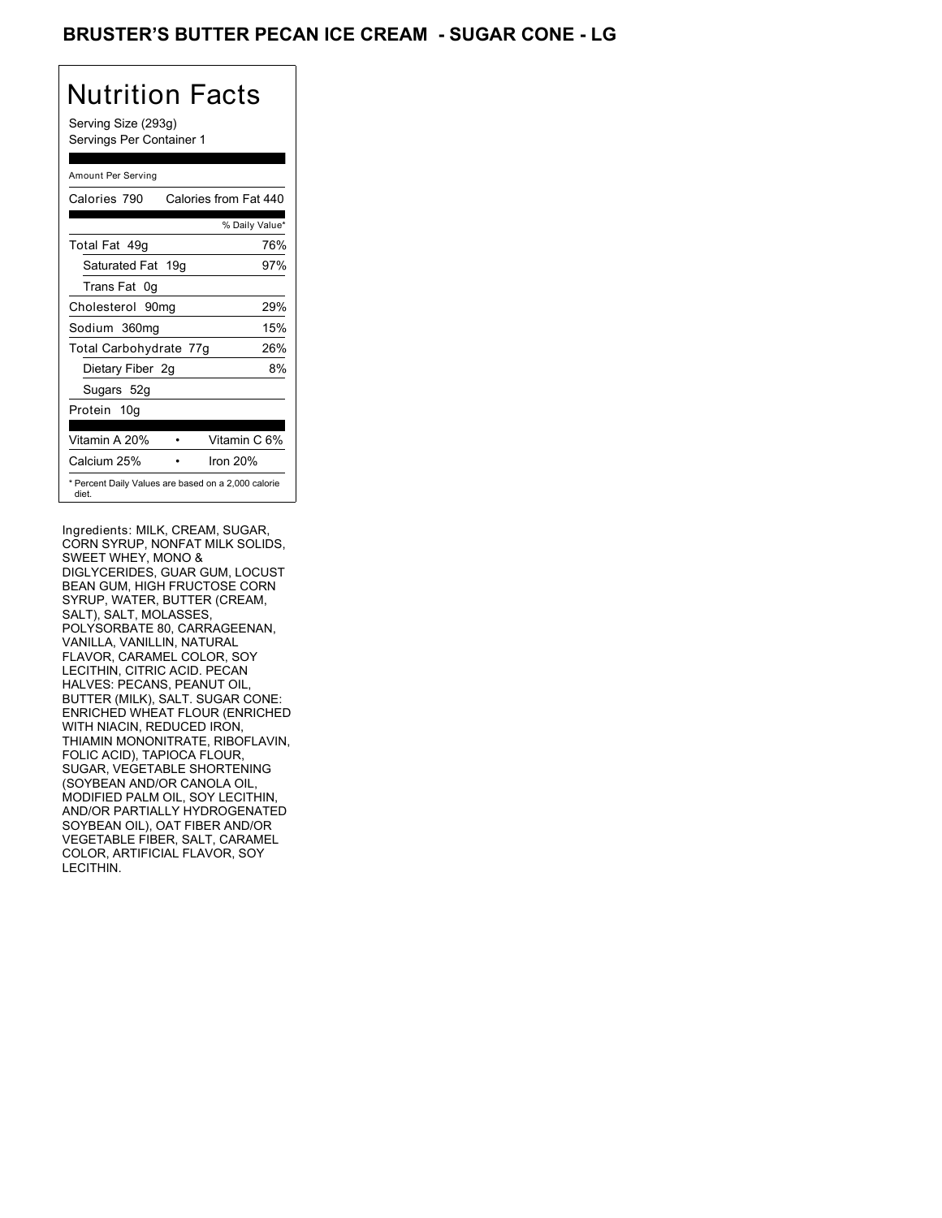# BRUSTER'S BUTTER PECAN ICE CREAM - SUGAR CONE - LG

## Nutrition Facts

Serving Size (293g)
Servings Per Container 1

Amount Per Serving

| Calories 790 | Calories from Fat 440 |
|---|---|
| | % Daily Value* |
| Total Fat 49g | 76% |
| Saturated Fat 19g | 97% |
| Trans Fat 0g | |
| Cholesterol 90mg | 29% |
| Sodium 360mg | 15% |
| Total Carbohydrate 77g | 26% |
| Dietary Fiber 2g | 8% |
| Sugars 52g | |
| Protein 10g | |

| Vitamin A 20% | • | Vitamin C 6% |
|---|---|---|
| Calcium 25% | • | Iron 20% |

* Percent Daily Values are based on a 2,000 calorie diet.

Ingredients: MILK, CREAM, SUGAR, CORN SYRUP, NONFAT MILK SOLIDS, SWEET WHEY, MONO & DIGLYCERIDES, GUAR GUM, LOCUST BEAN GUM, HIGH FRUCTOSE CORN SYRUP, WATER, BUTTER (CREAM, SALT), SALT, MOLASSES, POLYSORBATE 80, CARRAGEENAN, VANILLA, VANILLIN, NATURAL FLAVOR, CARAMEL COLOR, SOY LECITHIN, CITRIC ACID. PECAN HALVES: PECANS, PEANUT OIL, BUTTER (MILK), SALT. SUGAR CONE: ENRICHED WHEAT FLOUR (ENRICHED WITH NIACIN, REDUCED IRON, THIAMIN MONONITRATE, RIBOFLAVIN, FOLIC ACID), TAPIOCA FLOUR, SUGAR, VEGETABLE SHORTENING (SOYBEAN AND/OR CANOLA OIL, MODIFIED PALM OIL, SOY LECITHIN, AND/OR PARTIALLY HYDROGENATED SOYBEAN OIL), OAT FIBER AND/OR VEGETABLE FIBER, SALT, CARAMEL COLOR, ARTIFICIAL FLAVOR, SOY LECITHIN.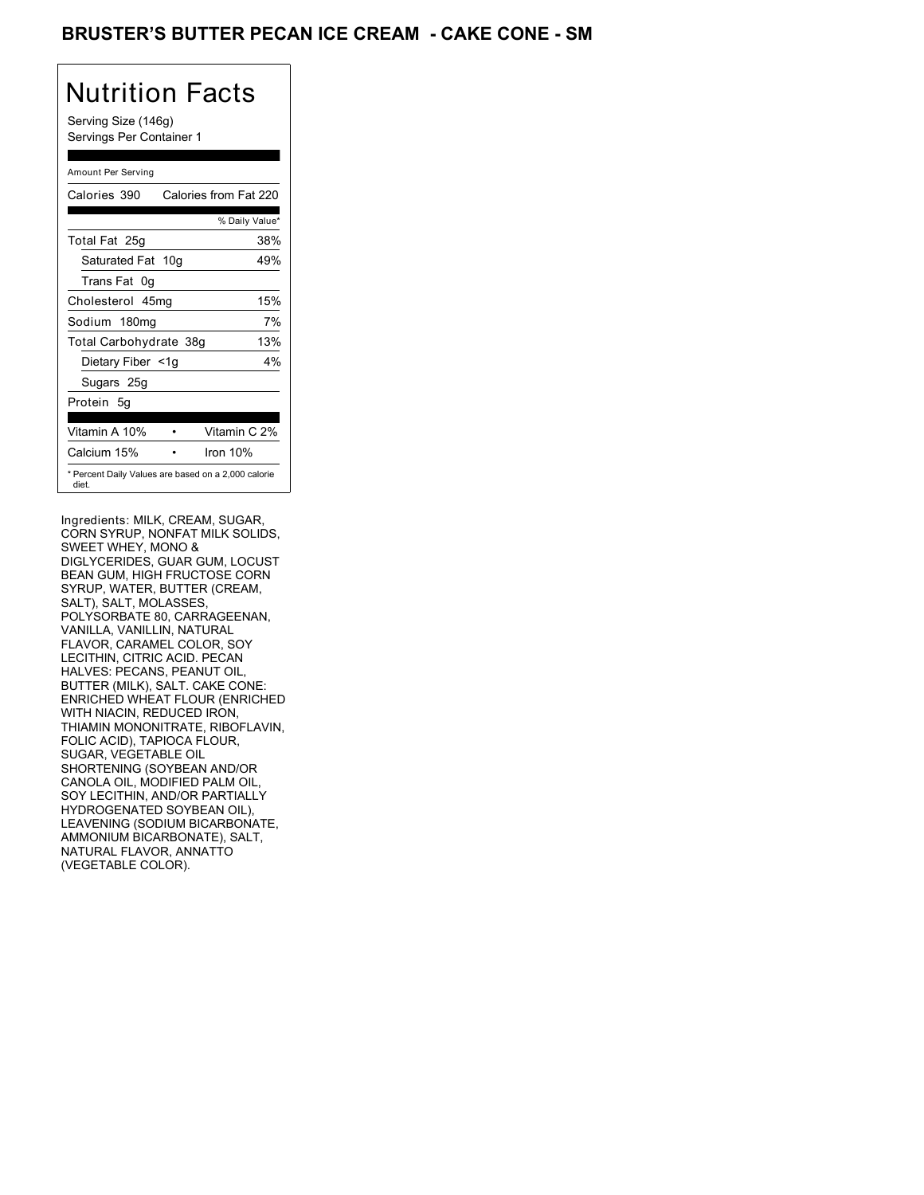# BRUSTER'S BUTTER PECAN ICE CREAM - CAKE CONE - SM

## Nutrition Facts

Serving Size (146g)
Servings Per Container 1

| Amount Per Serving | |
|---|---|
| Calories 390 | Calories from Fat 220 |
| | % Daily Value* |
| Total Fat 25g | 38% |
| Saturated Fat 10g | 49% |
| Trans Fat 0g | |
| Cholesterol 45mg | 15% |
| Sodium 180mg | 7% |
| Total Carbohydrate 38g | 13% |
| Dietary Fiber <1g | 4% |
| Sugars 25g | |
| Protein 5g | |
| Vitamin A 10% | Vitamin C 2% |
| Calcium 15% | Iron 10% |

* Percent Daily Values are based on a 2,000 calorie diet.

Ingredients: MILK, CREAM, SUGAR, CORN SYRUP, NONFAT MILK SOLIDS, SWEET WHEY, MONO & DIGLYCERIDES, GUAR GUM, LOCUST BEAN GUM, HIGH FRUCTOSE CORN SYRUP, WATER, BUTTER (CREAM, SALT), SALT, MOLASSES, POLYSORBATE 80, CARRAGEENAN, VANILLA, VANILLIN, NATURAL FLAVOR, CARAMEL COLOR, SOY LECITHIN, CITRIC ACID. PECAN HALVES: PECANS, PEANUT OIL, BUTTER (MILK), SALT. CAKE CONE: ENRICHED WHEAT FLOUR (ENRICHED WITH NIACIN, REDUCED IRON, THIAMIN MONONITRATE, RIBOFLAVIN, FOLIC ACID), TAPIOCA FLOUR, SUGAR, VEGETABLE OIL SHORTENING (SOYBEAN AND/OR CANOLA OIL, MODIFIED PALM OIL, SOY LECITHIN, AND/OR PARTIALLY HYDROGENATED SOYBEAN OIL), LEAVENING (SODIUM BICARBONATE, AMMONIUM BICARBONATE), SALT, NATURAL FLAVOR, ANNATTO (VEGETABLE COLOR).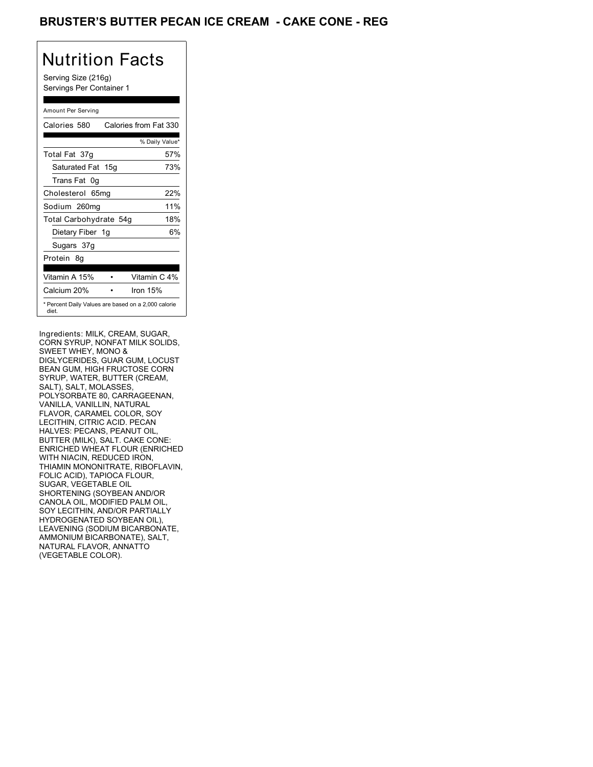# BRUSTER'S BUTTER PECAN ICE CREAM - CAKE CONE - REG

## Nutrition Facts

Serving Size (216g)
Servings Per Container 1

Amount Per Serving

| Calories 580 | Calories from Fat 330 |
|---|---|
| | % Daily Value* |
| Total Fat 37g | 57% |
| Saturated Fat 15g | 73% |
| Trans Fat 0g | |
| Cholesterol 65mg | 22% |
| Sodium 260mg | 11% |
| Total Carbohydrate 54g | 18% |
| Dietary Fiber 1g | 6% |
| Sugars 37g | |
| Protein 8g | |

| Vitamin A 15% | • | Vitamin C 4% |
|---|---|---|
| Calcium 20% | • | Iron 15% |

* Percent Daily Values are based on a 2,000 calorie diet.

Ingredients: MILK, CREAM, SUGAR, CORN SYRUP, NONFAT MILK SOLIDS, SWEET WHEY, MONO & DIGLYCERIDES, GUAR GUM, LOCUST BEAN GUM, HIGH FRUCTOSE CORN SYRUP, WATER, BUTTER (CREAM, SALT), SALT, MOLASSES, POLYSORBATE 80, CARRAGEENAN, VANILLA, VANILLIN, NATURAL FLAVOR, CARAMEL COLOR, SOY LECITHIN, CITRIC ACID. PECAN HALVES: PECANS, PEANUT OIL, BUTTER (MILK), SALT. CAKE CONE: ENRICHED WHEAT FLOUR (ENRICHED WITH NIACIN, REDUCED IRON, THIAMIN MONONITRATE, RIBOFLAVIN, FOLIC ACID), TAPIOCA FLOUR, SUGAR, VEGETABLE OIL SHORTENING (SOYBEAN AND/OR CANOLA OIL, MODIFIED PALM OIL, SOY LECITHIN, AND/OR PARTIALLY HYDROGENATED SOYBEAN OIL), LEAVENING (SODIUM BICARBONATE, AMMONIUM BICARBONATE), SALT, NATURAL FLAVOR, ANNATTO (VEGETABLE COLOR).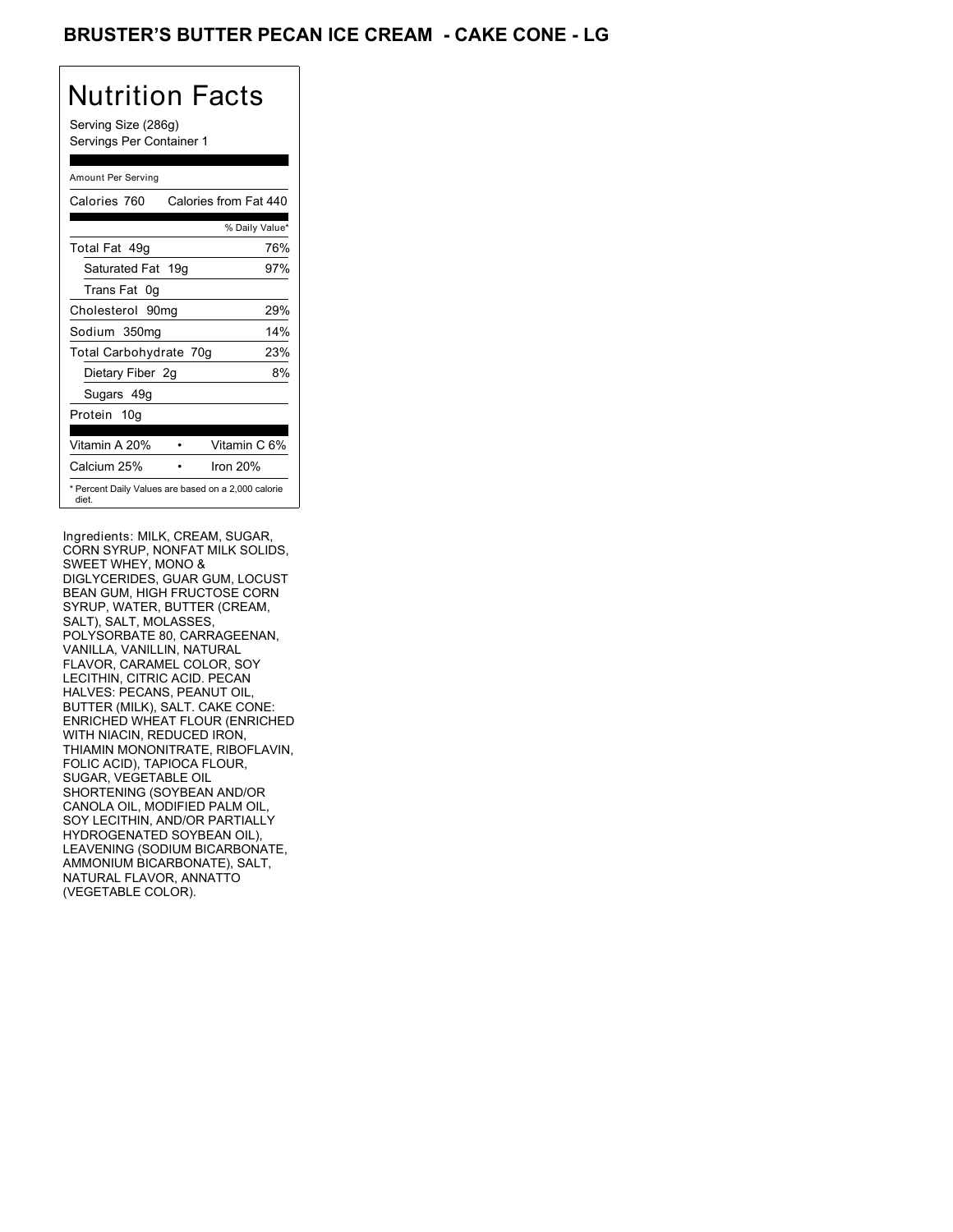# BRUSTER'S BUTTER PECAN ICE CREAM - CAKE CONE - LG

## Nutrition Facts

Serving Size (286g)
Servings Per Container 1

Amount Per Serving

| | |
|---|---|
| Calories 760 | Calories from Fat 440 |
| | % Daily Value* |
| Total Fat 49g | 76% |
| Saturated Fat 19g | 97% |
| Trans Fat 0g | |
| Cholesterol 90mg | 29% |
| Sodium 350mg | 14% |
| Total Carbohydrate 70g | 23% |
| Dietary Fiber 2g | 8% |
| Sugars 49g | |
| Protein 10g | |
| Vitamin A 20% • | Vitamin C 6% |
| Calcium 25% • | Iron 20% |

* Percent Daily Values are based on a 2,000 calorie diet.

Ingredients: MILK, CREAM, SUGAR, CORN SYRUP, NONFAT MILK SOLIDS, SWEET WHEY, MONO & DIGLYCERIDES, GUAR GUM, LOCUST BEAN GUM, HIGH FRUCTOSE CORN SYRUP, WATER, BUTTER (CREAM, SALT), SALT, MOLASSES, POLYSORBATE 80, CARRAGEENAN, VANILLA, VANILLIN, NATURAL FLAVOR, CARAMEL COLOR, SOY LECITHIN, CITRIC ACID. PECAN HALVES: PECANS, PEANUT OIL, BUTTER (MILK), SALT. CAKE CONE: ENRICHED WHEAT FLOUR (ENRICHED WITH NIACIN, REDUCED IRON, THIAMIN MONONITRATE, RIBOFLAVIN, FOLIC ACID), TAPIOCA FLOUR, SUGAR, VEGETABLE OIL SHORTENING (SOYBEAN AND/OR CANOLA OIL, MODIFIED PALM OIL, SOY LECITHIN, AND/OR PARTIALLY HYDROGENATED SOYBEAN OIL), LEAVENING (SODIUM BICARBONATE, AMMONIUM BICARBONATE), SALT, NATURAL FLAVOR, ANNATTO (VEGETABLE COLOR).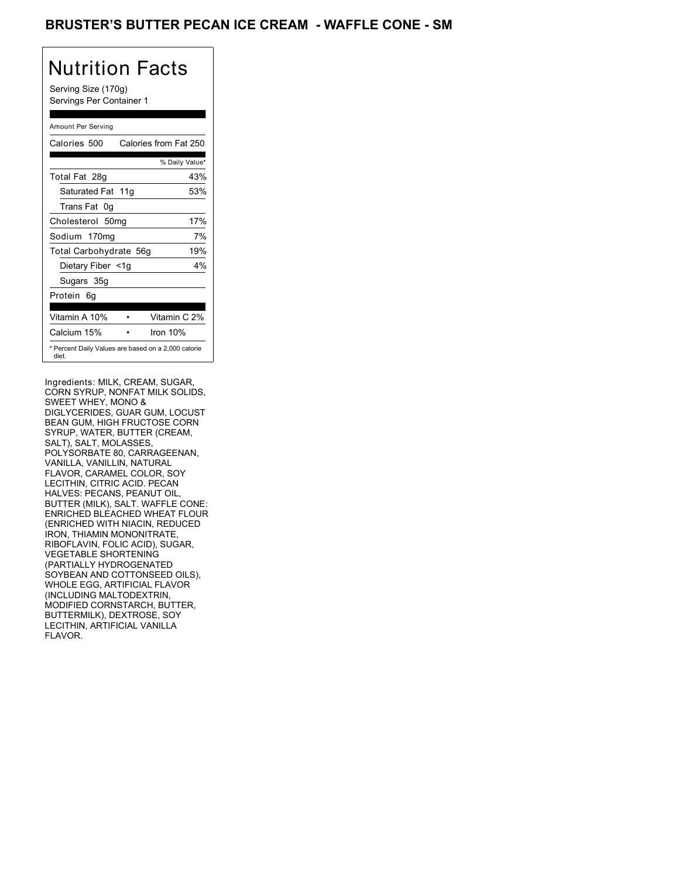# BRUSTER'S BUTTER PECAN ICE CREAM - WAFFLE CONE - SM

## Nutrition Facts

Serving Size (170g)
Servings Per Container 1

Amount Per Serving

| Calories 500 | Calories from Fat 250 |
|---|---|
| | % Daily Value* |
| Total Fat 28g | 43% |
| Saturated Fat 11g | 53% |
| Trans Fat 0g | |
| Cholesterol 50mg | 17% |
| Sodium 170mg | 7% |
| Total Carbohydrate 56g | 19% |
| Dietary Fiber <1g | 4% |
| Sugars 35g | |
| Protein 6g | |

| Vitamin A 10% | • | Vitamin C 2% |
|---|---|---|
| Calcium 15% | • | Iron 10% |

* Percent Daily Values are based on a 2,000 calorie diet.

Ingredients: MILK, CREAM, SUGAR, CORN SYRUP, NONFAT MILK SOLIDS, SWEET WHEY, MONO & DIGLYCERIDES, GUAR GUM, LOCUST BEAN GUM, HIGH FRUCTOSE CORN SYRUP, WATER, BUTTER (CREAM, SALT), SALT, MOLASSES, POLYSORBATE 80, CARRAGEENAN, VANILLA, VANILLIN, NATURAL FLAVOR, CARAMEL COLOR, SOY LECITHIN, CITRIC ACID. PECAN HALVES: PECANS, PEANUT OIL, BUTTER (MILK), SALT. WAFFLE CONE: ENRICHED BLEACHED WHEAT FLOUR (ENRICHED WITH NIACIN, REDUCED IRON, THIAMIN MONONITRATE, RIBOFLAVIN, FOLIC ACID), SUGAR, VEGETABLE SHORTENING (PARTIALLY HYDROGENATED SOYBEAN AND COTTONSEED OILS), WHOLE EGG, ARTIFICIAL FLAVOR (INCLUDING MALTODEXTRIN, MODIFIED CORNSTARCH, BUTTER, BUTTERMILK), DEXTROSE, SOY LECITHIN, ARTIFICIAL VANILLA FLAVOR.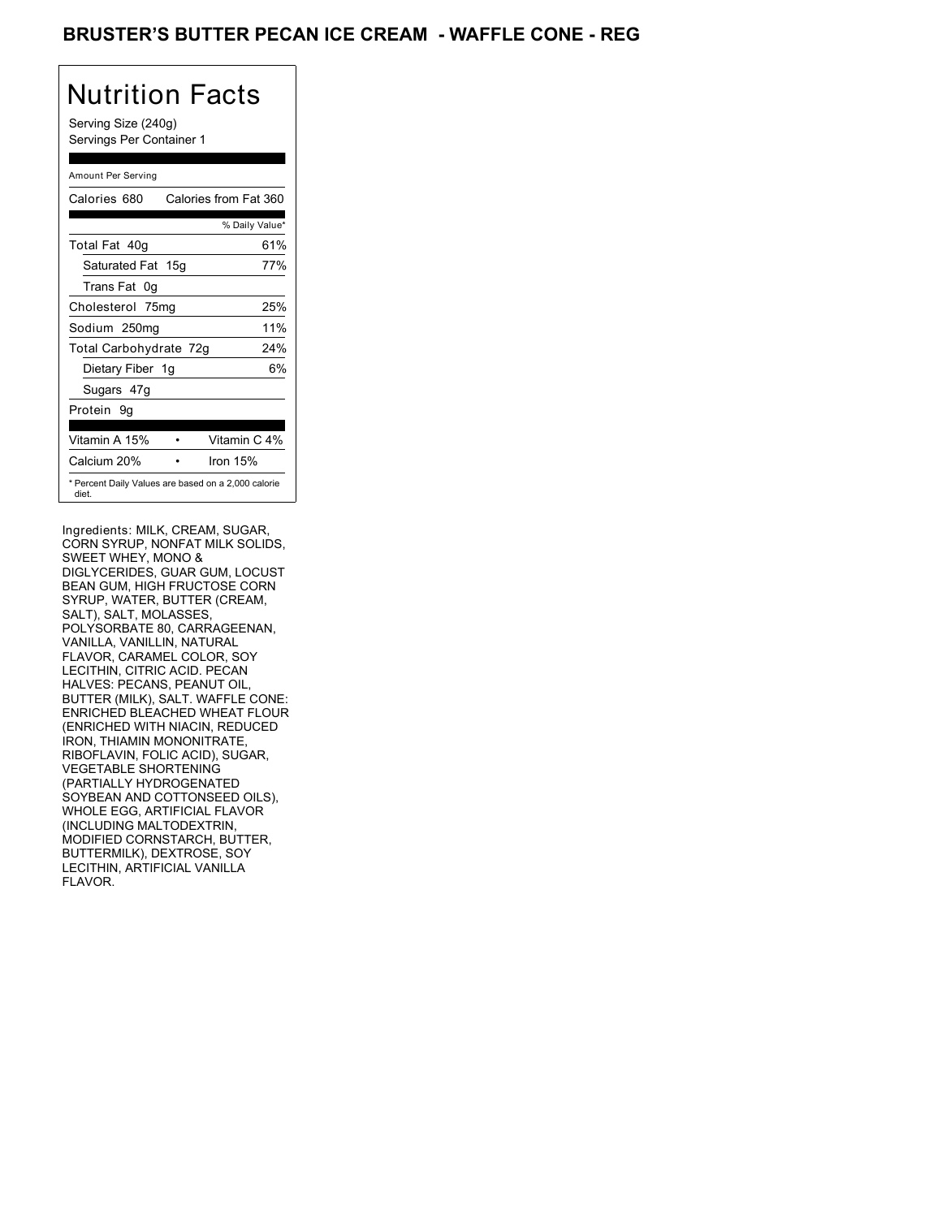# BRUSTER'S BUTTER PECAN ICE CREAM - WAFFLE CONE - REG

## Nutrition Facts

Serving Size (240g)
Servings Per Container 1

Amount Per Serving

| Calories 680 | Calories from Fat 360 |
|---|---|
| | % Daily Value* |
| Total Fat 40g | 61% |
| Saturated Fat 15g | 77% |
| Trans Fat 0g | |
| Cholesterol 75mg | 25% |
| Sodium 250mg | 11% |
| Total Carbohydrate 72g | 24% |
| Dietary Fiber 1g | 6% |
| Sugars 47g | |
| Protein 9g | |

| Vitamin A 15% | Vitamin C 4% |
|---|---|
| Calcium 20% | Iron 15% |

* Percent Daily Values are based on a 2,000 calorie diet.

Ingredients: MILK, CREAM, SUGAR, CORN SYRUP, NONFAT MILK SOLIDS, SWEET WHEY, MONO & DIGLYCERIDES, GUAR GUM, LOCUST BEAN GUM, HIGH FRUCTOSE CORN SYRUP, WATER, BUTTER (CREAM, SALT), SALT, MOLASSES, POLYSORBATE 80, CARRAGEENAN, VANILLA, VANILLIN, NATURAL FLAVOR, CARAMEL COLOR, SOY LECITHIN, CITRIC ACID. PECAN HALVES: PECANS, PEANUT OIL, BUTTER (MILK), SALT. WAFFLE CONE: ENRICHED BLEACHED WHEAT FLOUR (ENRICHED WITH NIACIN, REDUCED IRON, THIAMIN MONONITRATE, RIBOFLAVIN, FOLIC ACID), SUGAR, VEGETABLE SHORTENING (PARTIALLY HYDROGENATED SOYBEAN AND COTTONSEED OILS), WHOLE EGG, ARTIFICIAL FLAVOR (INCLUDING MALTODEXTRIN, MODIFIED CORNSTARCH, BUTTER, BUTTERMILK), DEXTROSE, SOY LECITHIN, ARTIFICIAL VANILLA FLAVOR.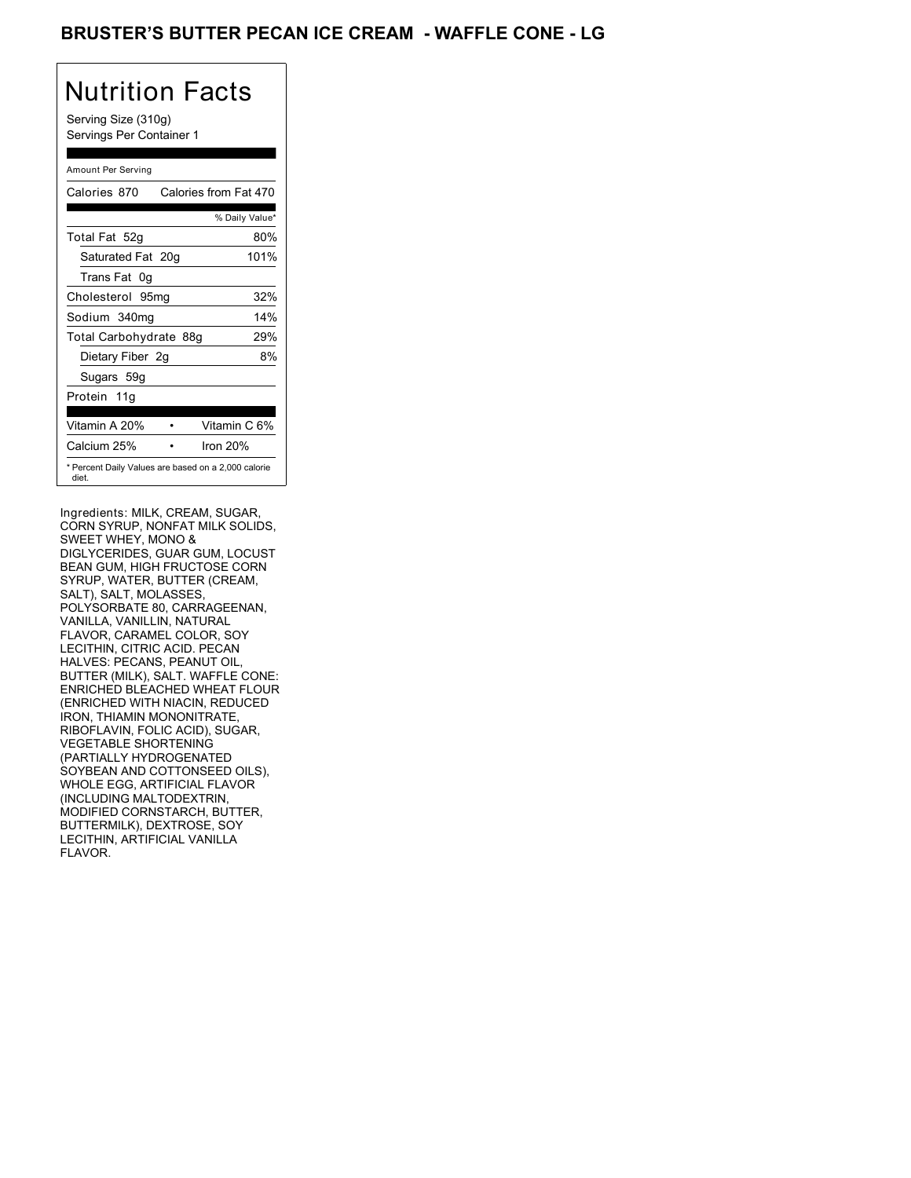# BRUSTER'S BUTTER PECAN ICE CREAM - WAFFLE CONE - LG

## Nutrition Facts

Serving Size (310g)
Servings Per Container 1

Amount Per Serving

| | |
|---|---|
| Calories 870 | Calories from Fat 470 |
| | % Daily Value* |
| Total Fat 52g | 80% |
| Saturated Fat 20g | 101% |
| Trans Fat 0g | |
| Cholesterol 95mg | 32% |
| Sodium 340mg | 14% |
| Total Carbohydrate 88g | 29% |
| Dietary Fiber 2g | 8% |
| Sugars 59g | |
| Protein 11g | |
| Vitamin A 20% | Vitamin C 6% |
| Calcium 25% | Iron 20% |

* Percent Daily Values are based on a 2,000 calorie diet.

Ingredients: MILK, CREAM, SUGAR, CORN SYRUP, NONFAT MILK SOLIDS, SWEET WHEY, MONO & DIGLYCERIDES, GUAR GUM, LOCUST BEAN GUM, HIGH FRUCTOSE CORN SYRUP, WATER, BUTTER (CREAM, SALT), SALT, MOLASSES, POLYSORBATE 80, CARRAGEENAN, VANILLA, VANILLIN, NATURAL FLAVOR, CARAMEL COLOR, SOY LECITHIN, CITRIC ACID. PECAN HALVES: PECANS, PEANUT OIL, BUTTER (MILK), SALT. WAFFLE CONE: ENRICHED BLEACHED WHEAT FLOUR (ENRICHED WITH NIACIN, REDUCED IRON, THIAMIN MONONITRATE, RIBOFLAVIN, FOLIC ACID), SUGAR, VEGETABLE SHORTENING (PARTIALLY HYDROGENATED SOYBEAN AND COTTONSEED OILS), WHOLE EGG, ARTIFICIAL FLAVOR (INCLUDING MALTODEXTRIN, MODIFIED CORNSTARCH, BUTTER, BUTTERMILK), DEXTROSE, SOY LECITHIN, ARTIFICIAL VANILLA FLAVOR.